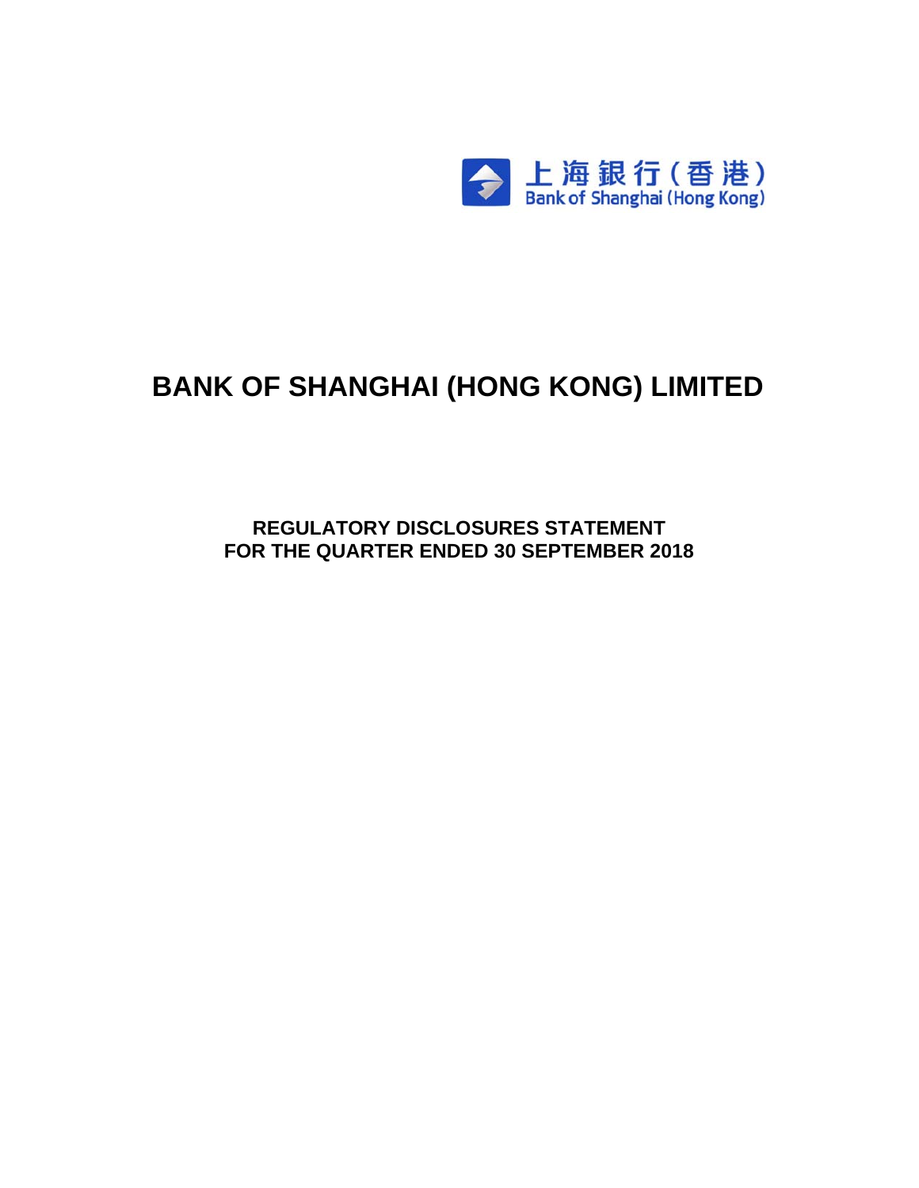上海銀行(香港)
Bank of Shanghai (Hong Kong)

# BANK OF SHANGHAI (HONG KONG) LIMITED

## REGULATORY DISCLOSURES STATEMENT
## FOR THE QUARTER ENDED 30 SEPTEMBER 2018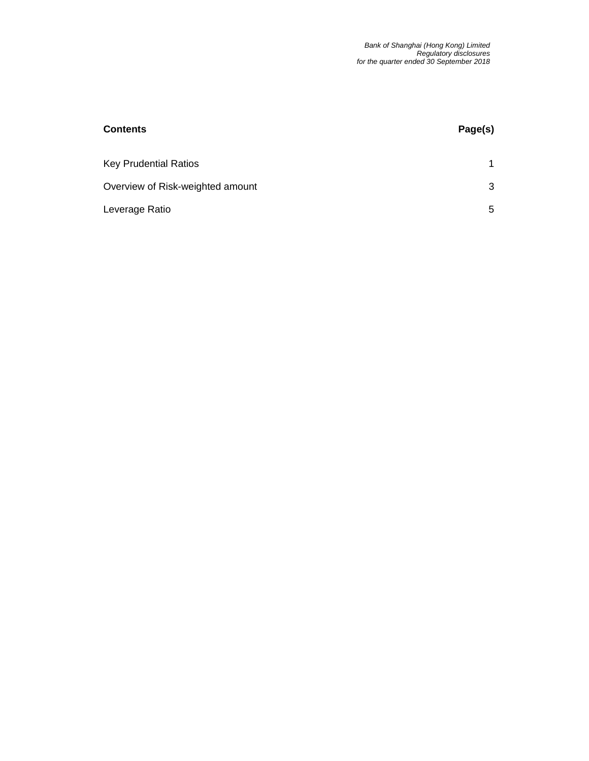| Contents | Page(s) |
| --- | --- |
| Key Prudential Ratios | 1 |
| Overview of Risk-weighted amount | 3 |
| Leverage Ratio | 5 |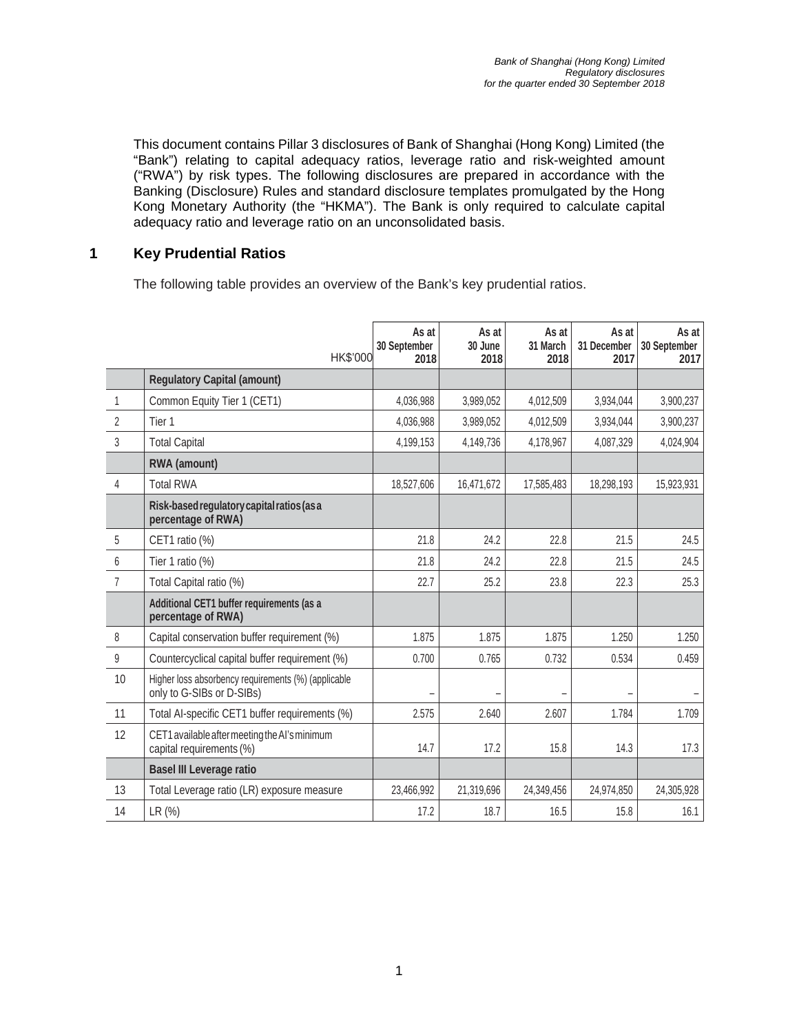This document contains Pillar 3 disclosures of Bank of Shanghai (Hong Kong) Limited (the "Bank") relating to capital adequacy ratios, leverage ratio and risk-weighted amount ("RWA") by risk types. The following disclosures are prepared in accordance with the Banking (Disclosure) Rules and standard disclosure templates promulgated by the Hong Kong Monetary Authority (the "HKMA"). The Bank is only required to calculate capital adequacy ratio and leverage ratio on an unconsolidated basis.

## 1 Key Prudential Ratios

The following table provides an overview of the Bank's key prudential ratios.

| | HK$'000 | As at 30 September 2018 | As at 30 June 2018 | As at 31 March 2018 | As at 31 December 2017 | As at 30 September 2017 |
|---|---|---|---|---|---|---|
| | **Regulatory Capital (amount)** | | | | | |
| 1 | Common Equity Tier 1 (CET1) | 4,036,988 | 3,989,052 | 4,012,509 | 3,934,044 | 3,900,237 |
| 2 | Tier 1 | 4,036,988 | 3,989,052 | 4,012,509 | 3,934,044 | 3,900,237 |
| 3 | Total Capital | 4,199,153 | 4,149,736 | 4,178,967 | 4,087,329 | 4,024,904 |
| | **RWA (amount)** | | | | | |
| 4 | Total RWA | 18,527,606 | 16,471,672 | 17,585,483 | 18,298,193 | 15,923,931 |
| | **Risk-based regulatory capital ratios (as a percentage of RWA)** | | | | | |
| 5 | CET1 ratio (%) | 21.8 | 24.2 | 22.8 | 21.5 | 24.5 |
| 6 | Tier 1 ratio (%) | 21.8 | 24.2 | 22.8 | 21.5 | 24.5 |
| 7 | Total Capital ratio (%) | 22.7 | 25.2 | 23.8 | 22.3 | 25.3 |
| | **Additional CET1 buffer requirements (as a percentage of RWA)** | | | | | |
| 8 | Capital conservation buffer requirement (%) | 1.875 | 1.875 | 1.875 | 1.250 | 1.250 |
| 9 | Countercyclical capital buffer requirement (%) | 0.700 | 0.765 | 0.732 | 0.534 | 0.459 |
| 10 | Higher loss absorbency requirements (%) (applicable only to G-SIBs or D-SIBs) | – | – | – | – | – |
| 11 | Total AI-specific CET1 buffer requirements (%) | 2.575 | 2.640 | 2.607 | 1.784 | 1.709 |
| 12 | CET1 available after meeting the AI's minimum capital requirements (%) | 14.7 | 17.2 | 15.8 | 14.3 | 17.3 |
| | **Basel III Leverage ratio** | | | | | |
| 13 | Total Leverage ratio (LR) exposure measure | 23,466,992 | 21,319,696 | 24,349,456 | 24,974,850 | 24,305,928 |
| 14 | LR (%) | 17.2 | 18.7 | 16.5 | 15.8 | 16.1 |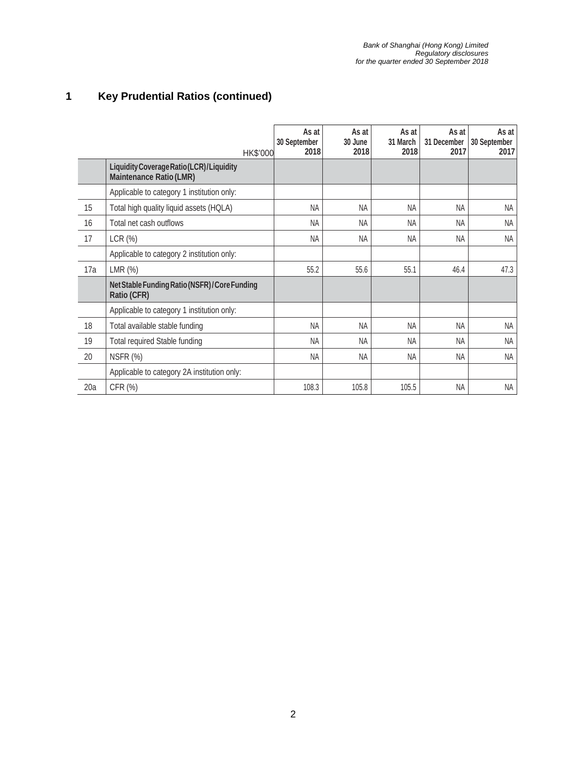## 1 Key Prudential Ratios (continued)

| | HK$'000 | As at 30 September 2018 | As at 30 June 2018 | As at 31 March 2018 | As at 31 December 2017 | As at 30 September 2017 |
|---|---|---|---|---|---|---|
| | **Liquidity Coverage Ratio (LCR) / Liquidity Maintenance Ratio (LMR)** | | | | | |
| | Applicable to category 1 institution only: | | | | | |
| 15 | Total high quality liquid assets (HQLA) | NA | NA | NA | NA | NA |
| 16 | Total net cash outflows | NA | NA | NA | NA | NA |
| 17 | LCR (%) | NA | NA | NA | NA | NA |
| | Applicable to category 2 institution only: | | | | | |
| 17a | LMR (%) | 55.2 | 55.6 | 55.1 | 46.4 | 47.3 |
| | **Net Stable Funding Ratio (NSFR) / Core Funding Ratio (CFR)** | | | | | |
| | Applicable to category 1 institution only: | | | | | |
| 18 | Total available stable funding | NA | NA | NA | NA | NA |
| 19 | Total required Stable funding | NA | NA | NA | NA | NA |
| 20 | NSFR (%) | NA | NA | NA | NA | NA |
| | Applicable to category 2A institution only: | | | | | |
| 20a | CFR (%) | 108.3 | 105.8 | 105.5 | NA | NA |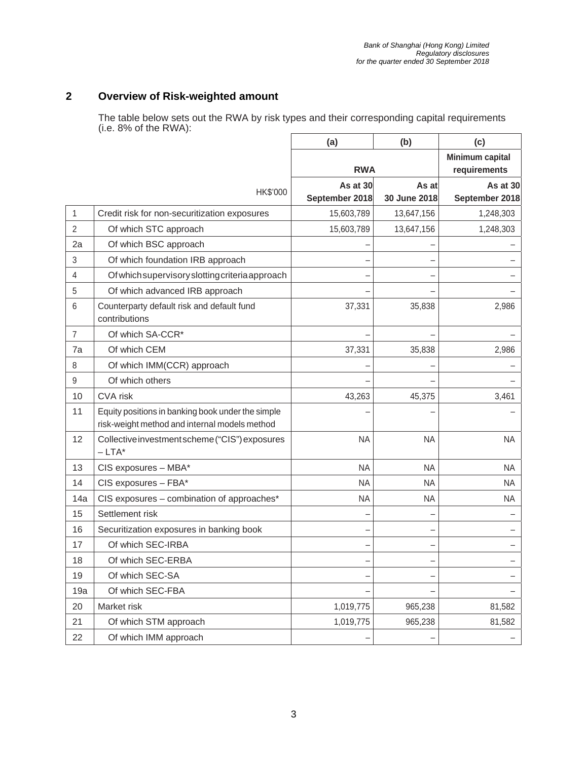## 2 Overview of Risk-weighted amount

The table below sets out the RWA by risk types and their corresponding capital requirements (i.e. 8% of the RWA):

| | | (a) | (b) | (c) |
|---|---|---|---|---|
| | | RWA | | Minimum capital requirements |
| | HK$'000 | As at 30 September 2018 | As at 30 June 2018 | As at 30 September 2018 |
| 1 | Credit risk for non-securitization exposures | 15,603,789 | 13,647,156 | 1,248,303 |
| 2 | Of which STC approach | 15,603,789 | 13,647,156 | 1,248,303 |
| 2a | Of which BSC approach | – | – | – |
| 3 | Of which foundation IRB approach | – | – | – |
| 4 | Of which supervisory slotting criteria approach | – | – | – |
| 5 | Of which advanced IRB approach | – | – | – |
| 6 | Counterparty default risk and default fund contributions | 37,331 | 35,838 | 2,986 |
| 7 | Of which SA-CCR* | – | – | – |
| 7a | Of which CEM | 37,331 | 35,838 | 2,986 |
| 8 | Of which IMM(CCR) approach | – | – | – |
| 9 | Of which others | – | – | – |
| 10 | CVA risk | 43,263 | 45,375 | 3,461 |
| 11 | Equity positions in banking book under the simple risk-weight method and internal models method | – | – | – |
| 12 | Collective investment scheme ("CIS") exposures – LTA* | NA | NA | NA |
| 13 | CIS exposures – MBA* | NA | NA | NA |
| 14 | CIS exposures – FBA* | NA | NA | NA |
| 14a | CIS exposures – combination of approaches* | NA | NA | NA |
| 15 | Settlement risk | – | – | – |
| 16 | Securitization exposures in banking book | – | – | – |
| 17 | Of which SEC-IRBA | – | – | – |
| 18 | Of which SEC-ERBA | – | – | – |
| 19 | Of which SEC-SA | – | – | – |
| 19a | Of which SEC-FBA | – | – | – |
| 20 | Market risk | 1,019,775 | 965,238 | 81,582 |
| 21 | Of which STM approach | 1,019,775 | 965,238 | 81,582 |
| 22 | Of which IMM approach | – | – | – |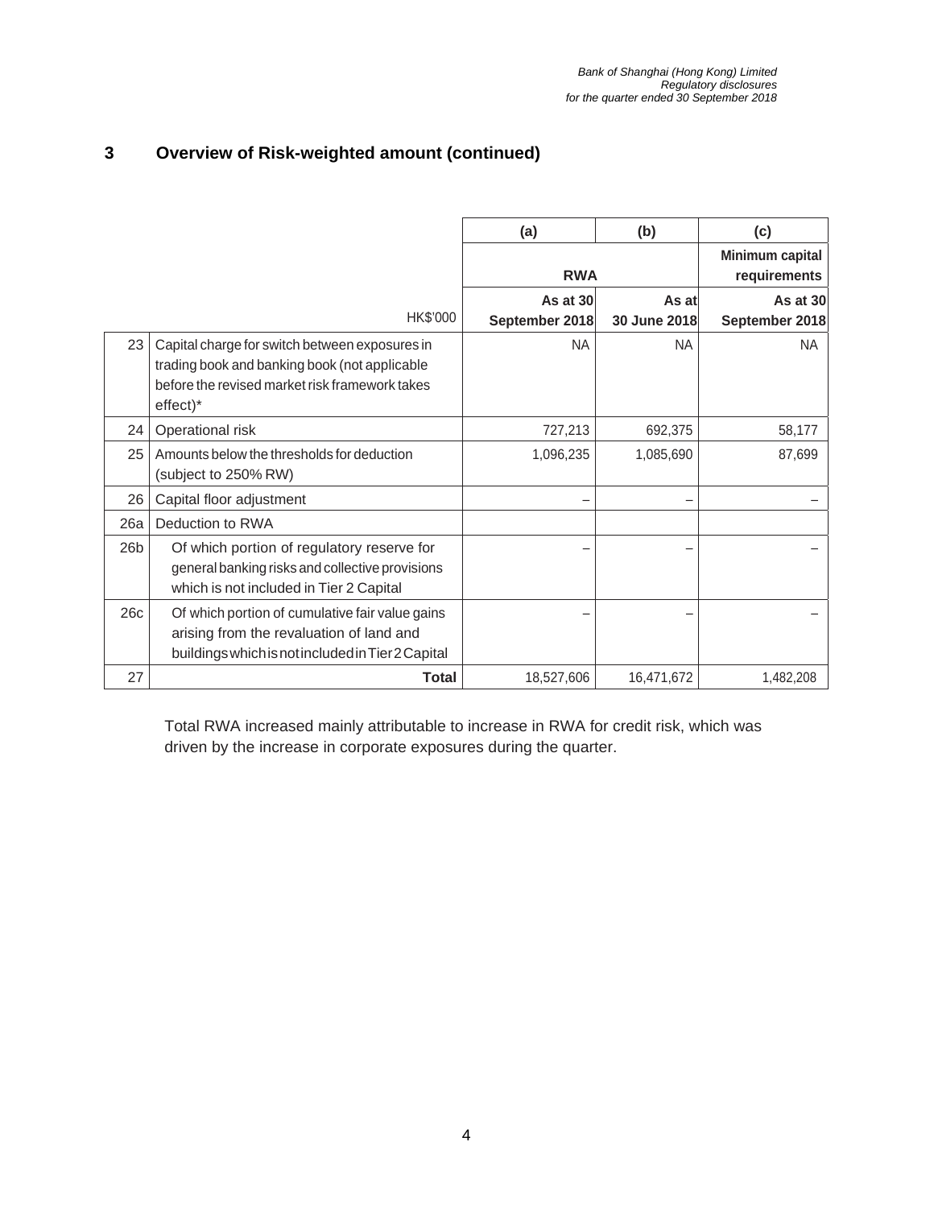## 3 Overview of Risk-weighted amount (continued)

| | | (a) | (b) | (c) |
|---|---|---|---|---|
| | | RWA | | Minimum capital requirements |
| | HK$'000 | As at 30 September 2018 | As at 30 June 2018 | As at 30 September 2018 |
| 23 | Capital charge for switch between exposures in trading book and banking book (not applicable before the revised market risk framework takes effect)* | NA | NA | NA |
| 24 | Operational risk | 727,213 | 692,375 | 58,177 |
| 25 | Amounts below the thresholds for deduction (subject to 250% RW) | 1,096,235 | 1,085,690 | 87,699 |
| 26 | Capital floor adjustment | – | – | – |
| 26a | Deduction to RWA | | | |
| 26b | Of which portion of regulatory reserve for general banking risks and collective provisions which is not included in Tier 2 Capital | – | – | – |
| 26c | Of which portion of cumulative fair value gains arising from the revaluation of land and buildings which is not included in Tier 2 Capital | – | – | – |
| 27 | **Total** | 18,527,606 | 16,471,672 | 1,482,208 |

Total RWA increased mainly attributable to increase in RWA for credit risk, which was driven by the increase in corporate exposures during the quarter.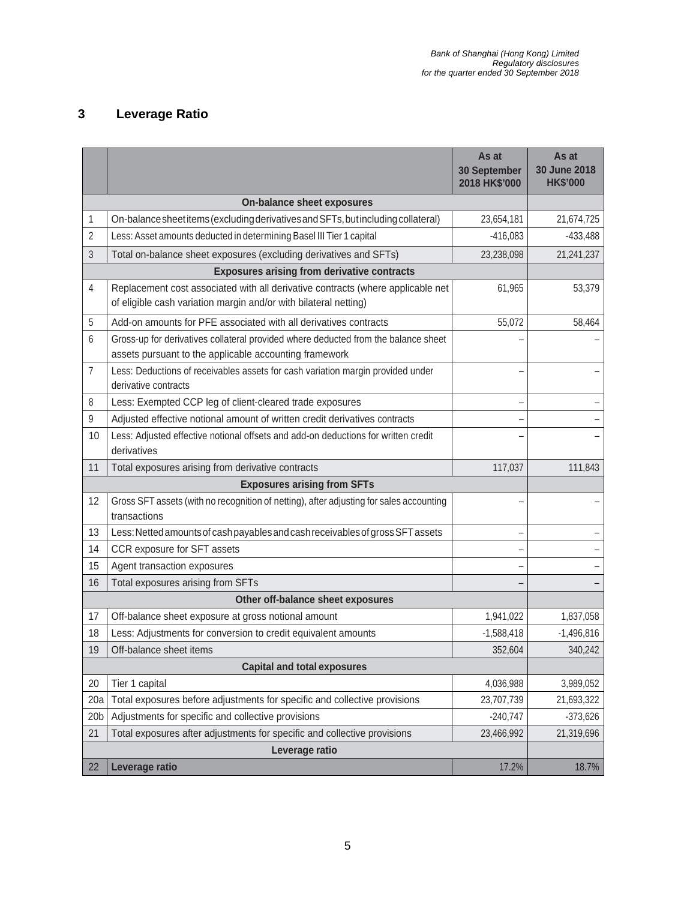## 3 Leverage Ratio

| | | As at 30 September 2018 HK$'000 | As at 30 June 2018 HK$'000 |
|---|---|---|---|
| | **On-balance sheet exposures** | | |
| 1 | On-balance sheet items (excluding derivatives and SFTs, but including collateral) | 23,654,181 | 21,674,725 |
| 2 | Less: Asset amounts deducted in determining Basel III Tier 1 capital | -416,083 | -433,488 |
| 3 | Total on-balance sheet exposures (excluding derivatives and SFTs) | 23,238,098 | 21,241,237 |
| | **Exposures arising from derivative contracts** | | |
| 4 | Replacement cost associated with all derivative contracts (where applicable net of eligible cash variation margin and/or with bilateral netting) | 61,965 | 53,379 |
| 5 | Add-on amounts for PFE associated with all derivatives contracts | 55,072 | 58,464 |
| 6 | Gross-up for derivatives collateral provided where deducted from the balance sheet assets pursuant to the applicable accounting framework | – | – |
| 7 | Less: Deductions of receivables assets for cash variation margin provided under derivative contracts | – | – |
| 8 | Less: Exempted CCP leg of client-cleared trade exposures | – | – |
| 9 | Adjusted effective notional amount of written credit derivatives contracts | – | – |
| 10 | Less: Adjusted effective notional offsets and add-on deductions for written credit derivatives | – | – |
| 11 | Total exposures arising from derivative contracts | 117,037 | 111,843 |
| | **Exposures arising from SFTs** | | |
| 12 | Gross SFT assets (with no recognition of netting), after adjusting for sales accounting transactions | – | – |
| 13 | Less: Netted amounts of cash payables and cash receivables of gross SFT assets | – | – |
| 14 | CCR exposure for SFT assets | – | – |
| 15 | Agent transaction exposures | – | – |
| 16 | Total exposures arising from SFTs | – | – |
| | **Other off-balance sheet exposures** | | |
| 17 | Off-balance sheet exposure at gross notional amount | 1,941,022 | 1,837,058 |
| 18 | Less: Adjustments for conversion to credit equivalent amounts | -1,588,418 | -1,496,816 |
| 19 | Off-balance sheet items | 352,604 | 340,242 |
| | **Capital and total exposures** | | |
| 20 | Tier 1 capital | 4,036,988 | 3,989,052 |
| 20a | Total exposures before adjustments for specific and collective provisions | 23,707,739 | 21,693,322 |
| 20b | Adjustments for specific and collective provisions | -240,747 | -373,626 |
| 21 | Total exposures after adjustments for specific and collective provisions | 23,466,992 | 21,319,696 |
| | **Leverage ratio** | | |
| 22 | **Leverage ratio** | 17.2% | 18.7% |